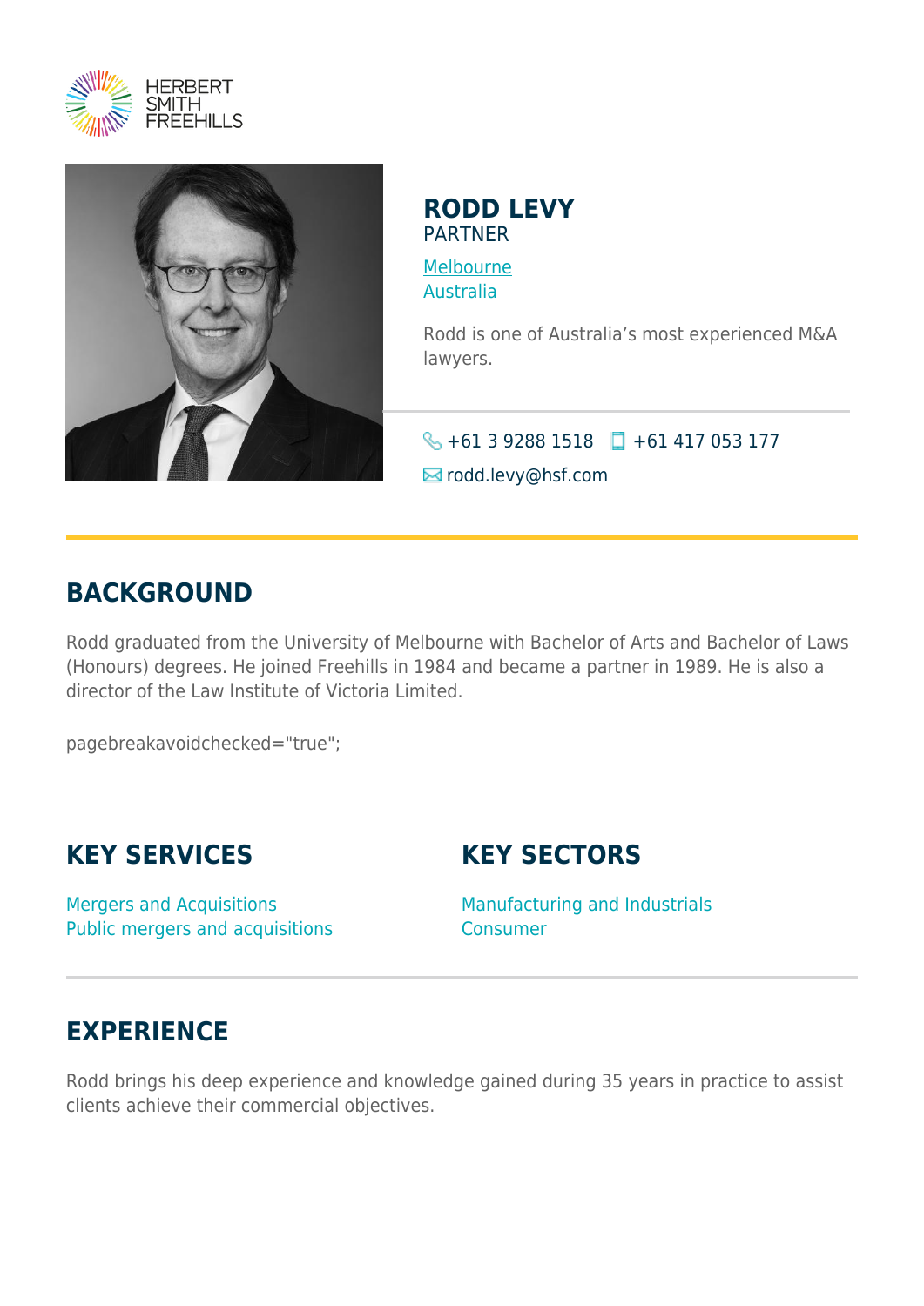HERBERT SMITH FREEHILLS

# RODD LEVY

PARTNER

[Melbourne](#)
[Australia](#)

Rodd is one of Australia's most experienced M&A lawyers.

+61 3 9288 1518 +61 417 053 177

rodd.levy@hsf.com

## BACKGROUND

Rodd graduated from the University of Melbourne with Bachelor of Arts and Bachelor of Laws (Honours) degrees. He joined Freehills in 1984 and became a partner in 1989. He is also a director of the Law Institute of Victoria Limited.

pagebreakavoidchecked="true";

## KEY SERVICES

Mergers and Acquisitions
Public mergers and acquisitions

## KEY SECTORS

Manufacturing and Industrials
Consumer

## EXPERIENCE

Rodd brings his deep experience and knowledge gained during 35 years in practice to assist clients achieve their commercial objectives.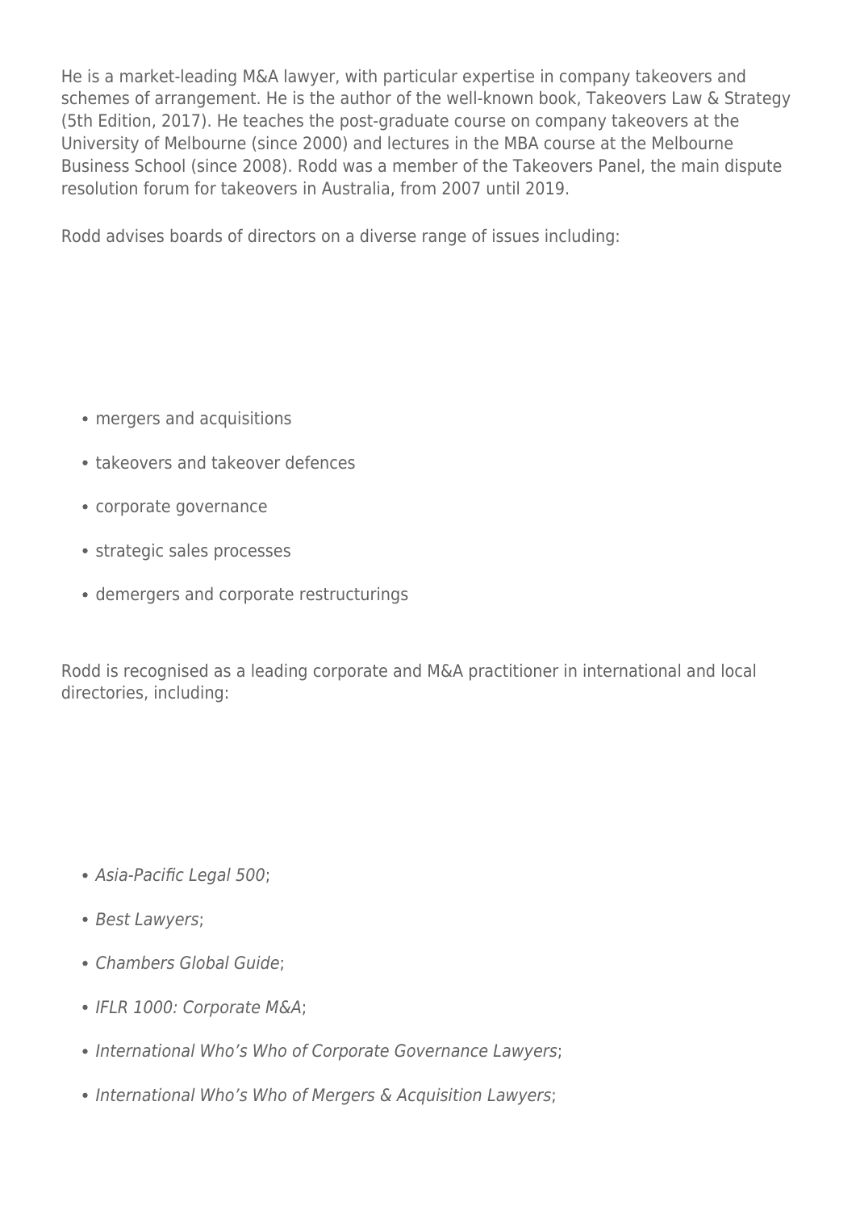He is a market-leading M&A lawyer, with particular expertise in company takeovers and schemes of arrangement. He is the author of the well-known book, Takeovers Law & Strategy (5th Edition, 2017). He teaches the post-graduate course on company takeovers at the University of Melbourne (since 2000) and lectures in the MBA course at the Melbourne Business School (since 2008). Rodd was a member of the Takeovers Panel, the main dispute resolution forum for takeovers in Australia, from 2007 until 2019.

Rodd advises boards of directors on a diverse range of issues including:

- mergers and acquisitions
- takeovers and takeover defences
- corporate governance
- strategic sales processes
- demergers and corporate restructurings

Rodd is recognised as a leading corporate and M&A practitioner in international and local directories, including:

- *Asia-Pacific Legal 500*;
- *Best Lawyers*;
- *Chambers Global Guide*;
- *IFLR 1000: Corporate M&A*;
- *International Who's Who of Corporate Governance Lawyers*;
- *International Who's Who of Mergers & Acquisition Lawyers*;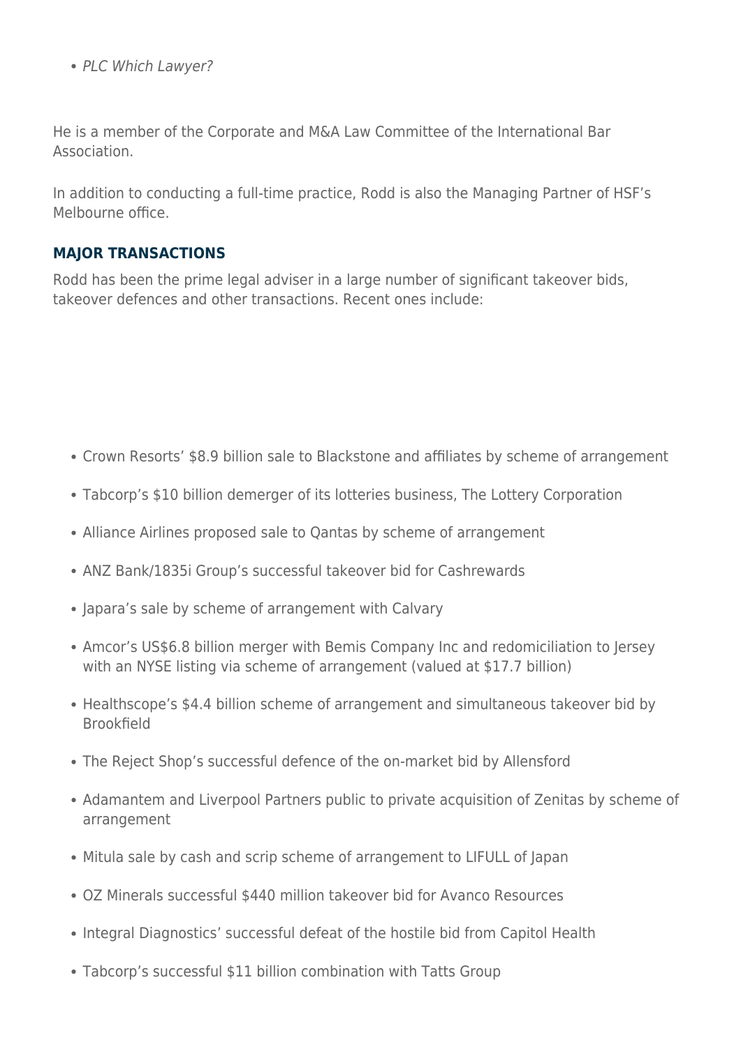- *PLC Which Lawyer?*

He is a member of the Corporate and M&A Law Committee of the International Bar Association.

In addition to conducting a full-time practice, Rodd is also the Managing Partner of HSF's Melbourne office.

## MAJOR TRANSACTIONS

Rodd has been the prime legal adviser in a large number of significant takeover bids, takeover defences and other transactions. Recent ones include:

- Crown Resorts' $8.9 billion sale to Blackstone and affiliates by scheme of arrangement
- Tabcorp's $10 billion demerger of its lotteries business, The Lottery Corporation
- Alliance Airlines proposed sale to Qantas by scheme of arrangement
- ANZ Bank/1835i Group's successful takeover bid for Cashrewards
- Japara's sale by scheme of arrangement with Calvary
- Amcor's US$6.8 billion merger with Bemis Company Inc and redomiciliation to Jersey with an NYSE listing via scheme of arrangement (valued at $17.7 billion)
- Healthscope's $4.4 billion scheme of arrangement and simultaneous takeover bid by Brookfield
- The Reject Shop's successful defence of the on-market bid by Allensford
- Adamantem and Liverpool Partners public to private acquisition of Zenitas by scheme of arrangement
- Mitula sale by cash and scrip scheme of arrangement to LIFULL of Japan
- OZ Minerals successful $440 million takeover bid for Avanco Resources
- Integral Diagnostics' successful defeat of the hostile bid from Capitol Health
- Tabcorp's successful $11 billion combination with Tatts Group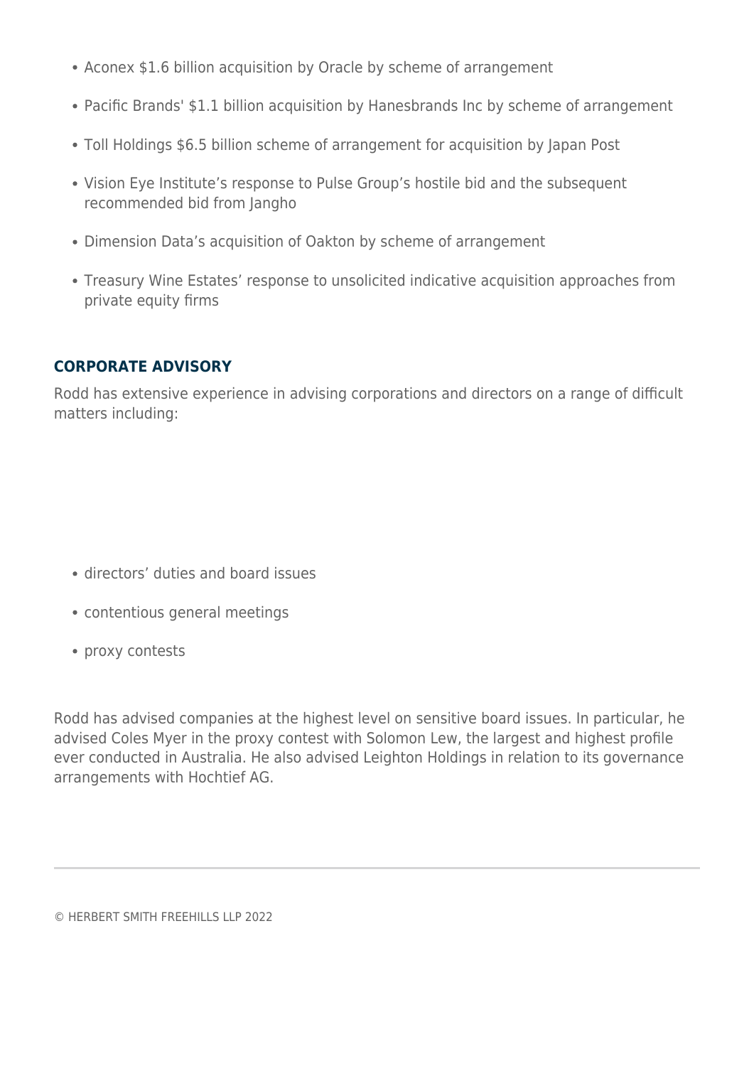- Aconex $1.6 billion acquisition by Oracle by scheme of arrangement
- Pacific Brands' $1.1 billion acquisition by Hanesbrands Inc by scheme of arrangement
- Toll Holdings $6.5 billion scheme of arrangement for acquisition by Japan Post
- Vision Eye Institute's response to Pulse Group's hostile bid and the subsequent recommended bid from Jangho
- Dimension Data's acquisition of Oakton by scheme of arrangement
- Treasury Wine Estates' response to unsolicited indicative acquisition approaches from private equity firms

## CORPORATE ADVISORY

Rodd has extensive experience in advising corporations and directors on a range of difficult matters including:

- directors' duties and board issues
- contentious general meetings
- proxy contests

Rodd has advised companies at the highest level on sensitive board issues. In particular, he advised Coles Myer in the proxy contest with Solomon Lew, the largest and highest profile ever conducted in Australia. He also advised Leighton Holdings in relation to its governance arrangements with Hochtief AG.

© HERBERT SMITH FREEHILLS LLP 2022